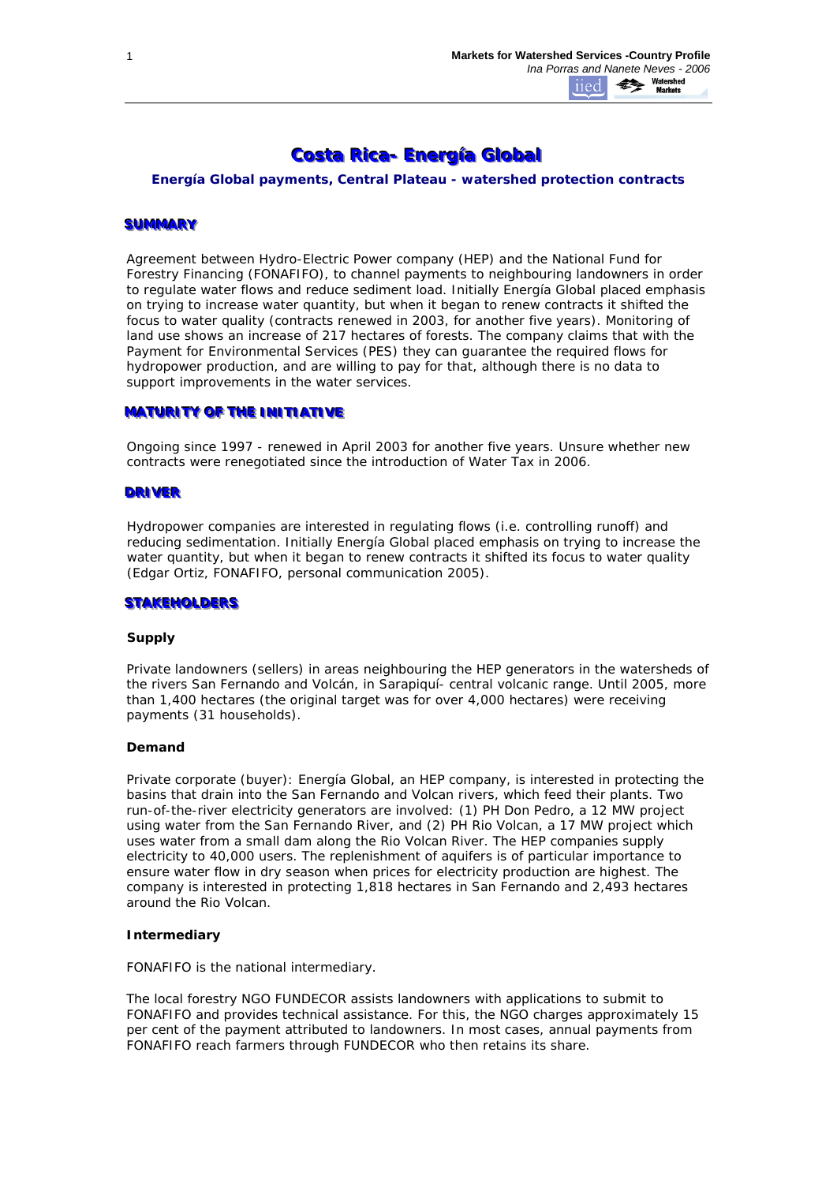# Costa Rica- Energía Global

### Energía Global payments, Central Plateau - watershed protection contracts

## SUMMARY

Agreement between Hydro-Electric Power company (HEP) and the National Fund for Forestry Financing (FONAFIFO), to channel payments to neighbouring landowners in order to regulate water flows and reduce sediment load. Initially Energía Global placed emphasis on trying to increase water quantity, but when it began to renew contracts it shifted the focus to water quality (contracts renewed in 2003, for another five years). Monitoring of land use shows an increase of 217 hectares of forests. The company claims that with the Payment for Environmental Services (PES) they can guarantee the required flows for hydropower production, and are willing to pay for that, although there is no data to support improvements in the water services.

## MATURITY OF THE INITIATIVE

Ongoing since 1997 - renewed in April 2003 for another five years. Unsure whether new contracts were renegotiated since the introduction of Water Tax in 2006.

## DRIVER

Hydropower companies are interested in regulating flows (i.e. controlling runoff) and reducing sedimentation. Initially Energía Global placed emphasis on trying to increase the water quantity, but when it began to renew contracts it shifted its focus to water quality (Edgar Ortiz, FONAFIFO, personal communication 2005).

## STAKEHOLDERS

**Supply**

Private landowners (sellers) in areas neighbouring the HEP generators in the watersheds of the rivers San Fernando and Volcán, in Sarapiquí- central volcanic range. Until 2005, more than 1,400 hectares (the original target was for over 4,000 hectares) were receiving payments (31 households).

**Demand**

Private corporate (buyer): Energía Global, an HEP company, is interested in protecting the basins that drain into the San Fernando and Volcan rivers, which feed their plants. Two run-of-the-river electricity generators are involved: (1) PH Don Pedro, a 12 MW project using water from the San Fernando River, and (2) PH Rio Volcan, a 17 MW project which uses water from a small dam along the Rio Volcan River. The HEP companies supply electricity to 40,000 users. The replenishment of aquifers is of particular importance to ensure water flow in dry season when prices for electricity production are highest. The company is interested in protecting 1,818 hectares in San Fernando and 2,493 hectares around the Rio Volcan.

**Intermediary**

FONAFIFO is the national intermediary.

The local forestry NGO FUNDECOR assists landowners with applications to submit to FONAFIFO and provides technical assistance. For this, the NGO charges approximately 15 per cent of the payment attributed to landowners. In most cases, annual payments from FONAFIFO reach farmers through FUNDECOR who then retains its share.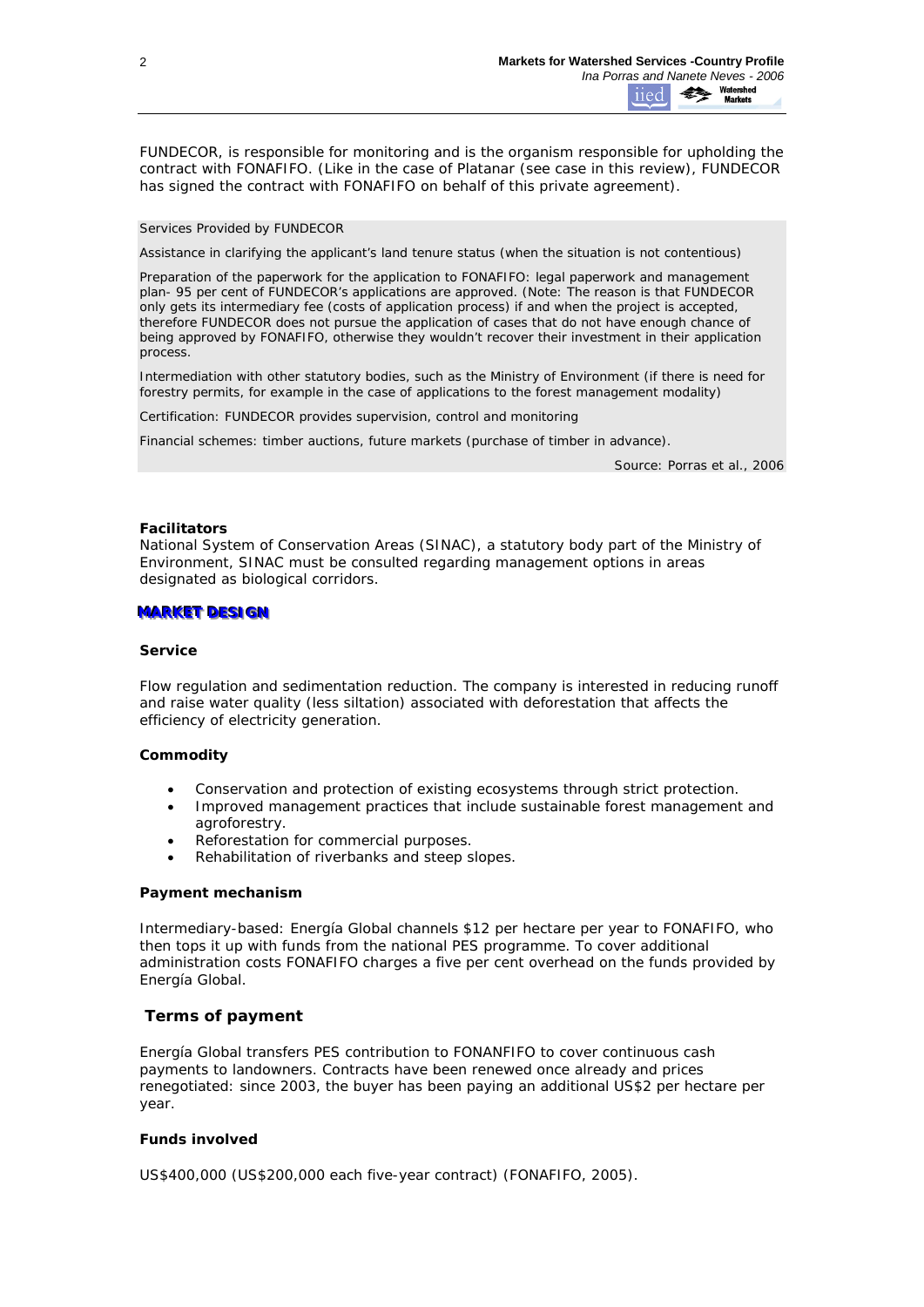FUNDECOR, is responsible for monitoring and is the organism responsible for upholding the contract with FONAFIFO. (Like in the case of Platanar (see case in this review), FUNDECOR has signed the contract with FONAFIFO on behalf of this private agreement).

> Services Provided by FUNDECOR
>
> Assistance in clarifying the applicant's land tenure status (when the situation is not contentious)
>
> Preparation of the paperwork for the application to FONAFIFO: legal paperwork and management plan- 95 per cent of FUNDECOR's applications are approved. (Note: The reason is that FUNDECOR only gets its intermediary fee (costs of application process) if and when the project is accepted, therefore FUNDECOR does not pursue the application of cases that do not have enough chance of being approved by FONAFIFO, otherwise they wouldn't recover their investment in their application process.
>
> Intermediation with other statutory bodies, such as the Ministry of Environment (if there is need for forestry permits, for example in the case of applications to the forest management modality)
>
> Certification: FUNDECOR provides supervision, control and monitoring
>
> Financial schemes: timber auctions, future markets (purchase of timber in advance).
>
> Source: Porras et al., 2006

**Facilitators**
National System of Conservation Areas (SINAC), a statutory body part of the Ministry of Environment, SINAC must be consulted regarding management options in areas designated as biological corridors.

## MARKET DESIGN

**Service**

Flow regulation and sedimentation reduction. The company is interested in reducing runoff and raise water quality (less siltation) associated with deforestation that affects the efficiency of electricity generation.

**Commodity**

- Conservation and protection of existing ecosystems through strict protection.
- Improved management practices that include sustainable forest management and agroforestry.
- Reforestation for commercial purposes.
- Rehabilitation of riverbanks and steep slopes.

**Payment mechanism**

Intermediary-based: Energía Global channels $12 per hectare per year to FONAFIFO, who then tops it up with funds from the national PES programme. To cover additional administration costs FONAFIFO charges a five per cent overhead on the funds provided by Energía Global.

### Terms of payment

Energía Global transfers PES contribution to FONANFIFO to cover continuous cash payments to landowners. Contracts have been renewed once already and prices renegotiated: since 2003, the buyer has been paying an additional US$2 per hectare per year.

**Funds involved**

US$400,000 (US$200,000 each five-year contract) (FONAFIFO, 2005).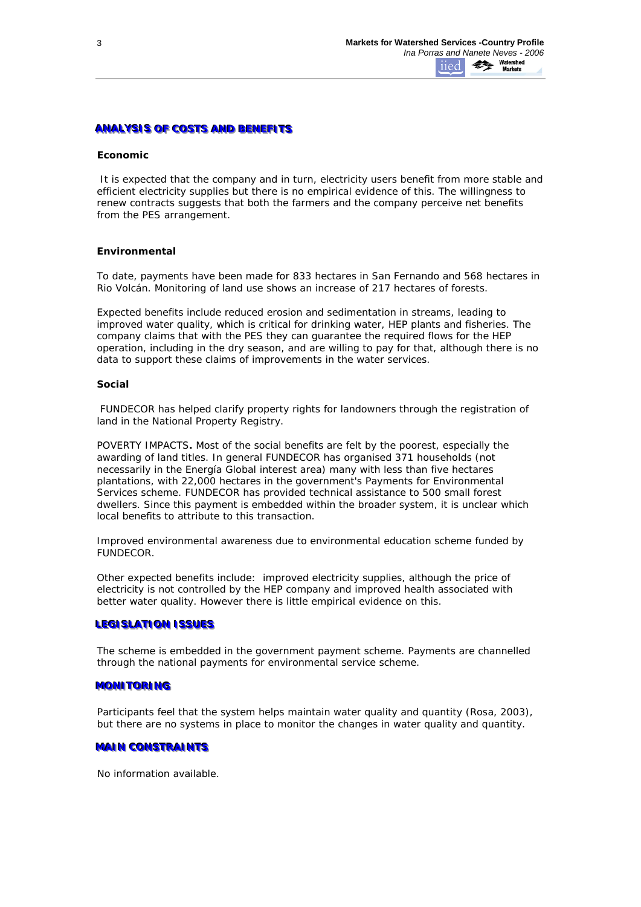## ANALYSIS OF COSTS AND BENEFITS

### Economic

It is expected that the company and in turn, electricity users benefit from more stable and efficient electricity supplies but there is no empirical evidence of this. The willingness to renew contracts suggests that both the farmers and the company perceive net benefits from the PES arrangement.

### Environmental

To date, payments have been made for 833 hectares in San Fernando and 568 hectares in Rio Volcán. Monitoring of land use shows an increase of 217 hectares of forests.

Expected benefits include reduced erosion and sedimentation in streams, leading to improved water quality, which is critical for drinking water, HEP plants and fisheries. The company claims that with the PES they can guarantee the required flows for the HEP operation, including in the dry season, and are willing to pay for that, although there is no data to support these claims of improvements in the water services.

### Social

FUNDECOR has helped clarify property rights for landowners through the registration of land in the National Property Registry.

POVERTY IMPACTS**.** Most of the social benefits are felt by the poorest, especially the awarding of land titles. In general FUNDECOR has organised 371 households (not necessarily in the Energía Global interest area) many with less than five hectares plantations, with 22,000 hectares in the government's Payments for Environmental Services scheme. FUNDECOR has provided technical assistance to 500 small forest dwellers. Since this payment is embedded within the broader system, it is unclear which local benefits to attribute to this transaction.

Improved environmental awareness due to environmental education scheme funded by FUNDECOR.

Other expected benefits include: improved electricity supplies, although the price of electricity is not controlled by the HEP company and improved health associated with better water quality. However there is little empirical evidence on this.

## LEGISLATION ISSUES

The scheme is embedded in the government payment scheme. Payments are channelled through the national payments for environmental service scheme.

## MONITORING

Participants feel that the system helps maintain water quality and quantity (Rosa, 2003), but there are no systems in place to monitor the changes in water quality and quantity.

## MAIN CONSTRAINTS

No information available.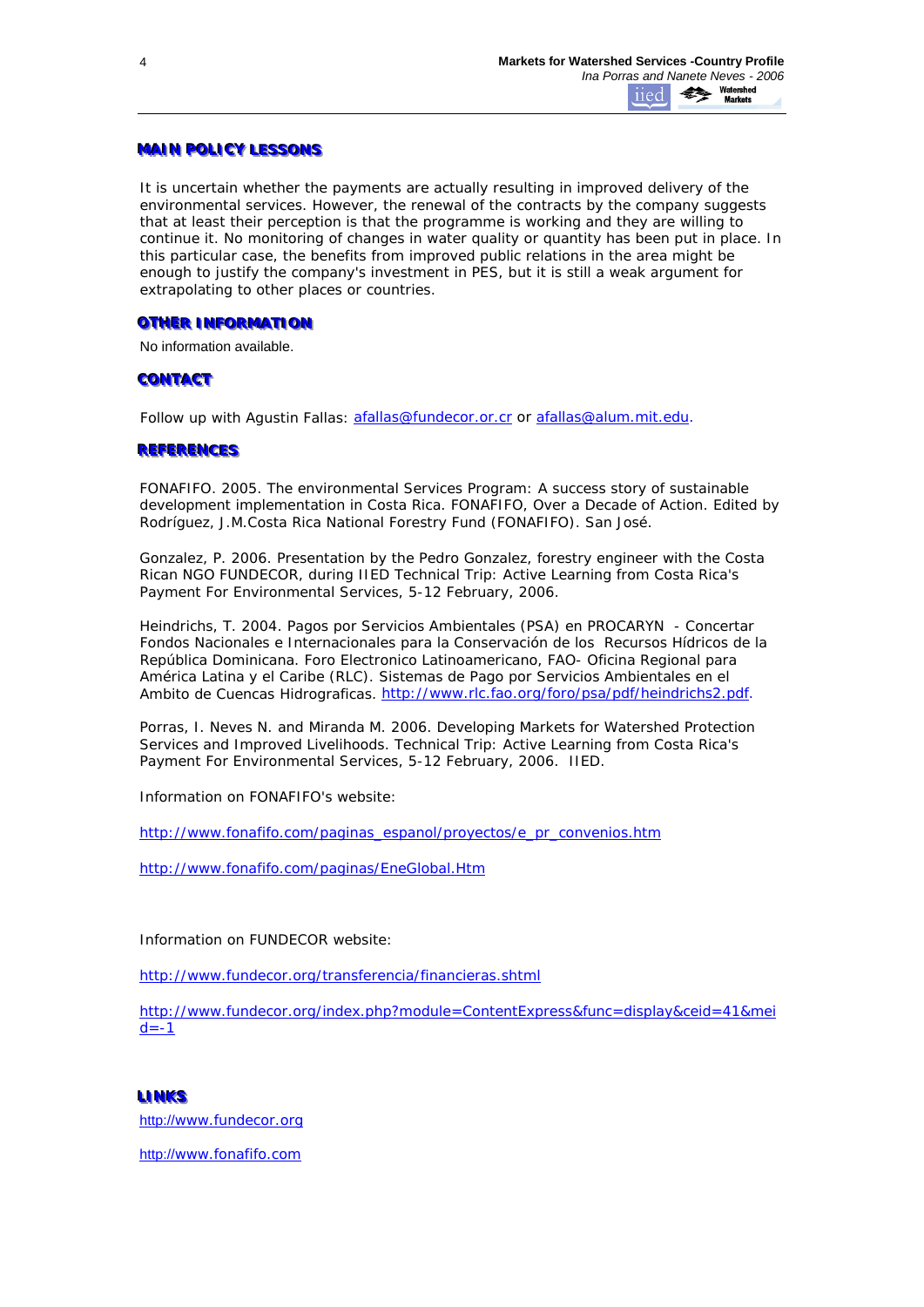## MAIN POLICY LESSONS

It is uncertain whether the payments are actually resulting in improved delivery of the environmental services. However, the renewal of the contracts by the company suggests that at least their perception is that the programme is working and they are willing to continue it. No monitoring of changes in water quality or quantity has been put in place. In this particular case, the benefits from improved public relations in the area might be enough to justify the company's investment in PES, but it is still a weak argument for extrapolating to other places or countries.

## OTHER INFORMATION

No information available.

## CONTACT

Follow up with Agustin Fallas: afallas@fundecor.or.cr or afallas@alum.mit.edu.

## REFERENCES

FONAFIFO. 2005. The environmental Services Program: A success story of sustainable development implementation in Costa Rica. FONAFIFO, Over a Decade of Action. Edited by Rodríguez, J.M.Costa Rica National Forestry Fund (FONAFIFO). San José.

Gonzalez, P. 2006. Presentation by the Pedro Gonzalez, forestry engineer with the Costa Rican NGO FUNDECOR, during IIED Technical Trip: Active Learning from Costa Rica's Payment For Environmental Services, 5-12 February, 2006.

Heindrichs, T. 2004. Pagos por Servicios Ambientales (PSA) en PROCARYN - Concertar Fondos Nacionales e Internacionales para la Conservación de los Recursos Hídricos de la República Dominicana. Foro Electronico Latinoamericano, FAO- Oficina Regional para América Latina y el Caribe (RLC). Sistemas de Pago por Servicios Ambientales en el Ambito de Cuencas Hidrograficas. http://www.rlc.fao.org/foro/psa/pdf/heindrichs2.pdf.

Porras, I. Neves N. and Miranda M. 2006. Developing Markets for Watershed Protection Services and Improved Livelihoods. Technical Trip: Active Learning from Costa Rica's Payment For Environmental Services, 5-12 February, 2006. IIED.

Information on FONAFIFO's website:

http://www.fonafifo.com/paginas_espanol/proyectos/e_pr_convenios.htm

http://www.fonafifo.com/paginas/EneGlobal.Htm

Information on FUNDECOR website:

http://www.fundecor.org/transferencia/financieras.shtml

http://www.fundecor.org/index.php?module=ContentExpress&func=display&ceid=41&meid=-1

## LINKS

http://www.fundecor.org

http://www.fonafifo.com